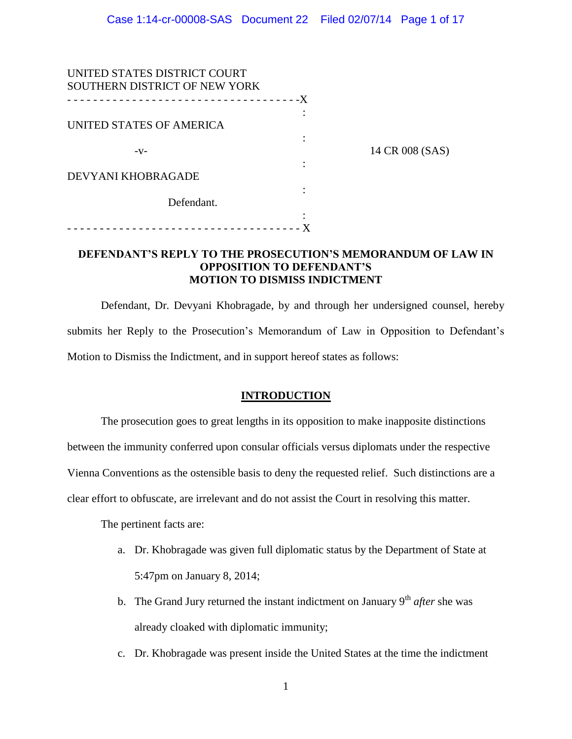UNITED STATES DISTRICT COURT
SOUTHERN DISTRICT OF NEW YORK

UNITED STATES OF AMERICA

-v-

DEVYANI KHOBRAGADE

Defendant.

14 CR 008 (SAS)

**DEFENDANT'S REPLY TO THE PROSECUTION'S MEMORANDUM OF LAW IN OPPOSITION TO DEFENDANT'S MOTION TO DISMISS INDICTMENT**

Defendant, Dr. Devyani Khobragade, by and through her undersigned counsel, hereby submits her Reply to the Prosecution's Memorandum of Law in Opposition to Defendant's Motion to Dismiss the Indictment, and in support hereof states as follows:

## INTRODUCTION

The prosecution goes to great lengths in its opposition to make inapposite distinctions between the immunity conferred upon consular officials versus diplomats under the respective Vienna Conventions as the ostensible basis to deny the requested relief. Such distinctions are a clear effort to obfuscate, are irrelevant and do not assist the Court in resolving this matter.

The pertinent facts are:

a. Dr. Khobragade was given full diplomatic status by the Department of State at 5:47pm on January 8, 2014;

b. The Grand Jury returned the instant indictment on January 9th *after* she was already cloaked with diplomatic immunity;

c. Dr. Khobragade was present inside the United States at the time the indictment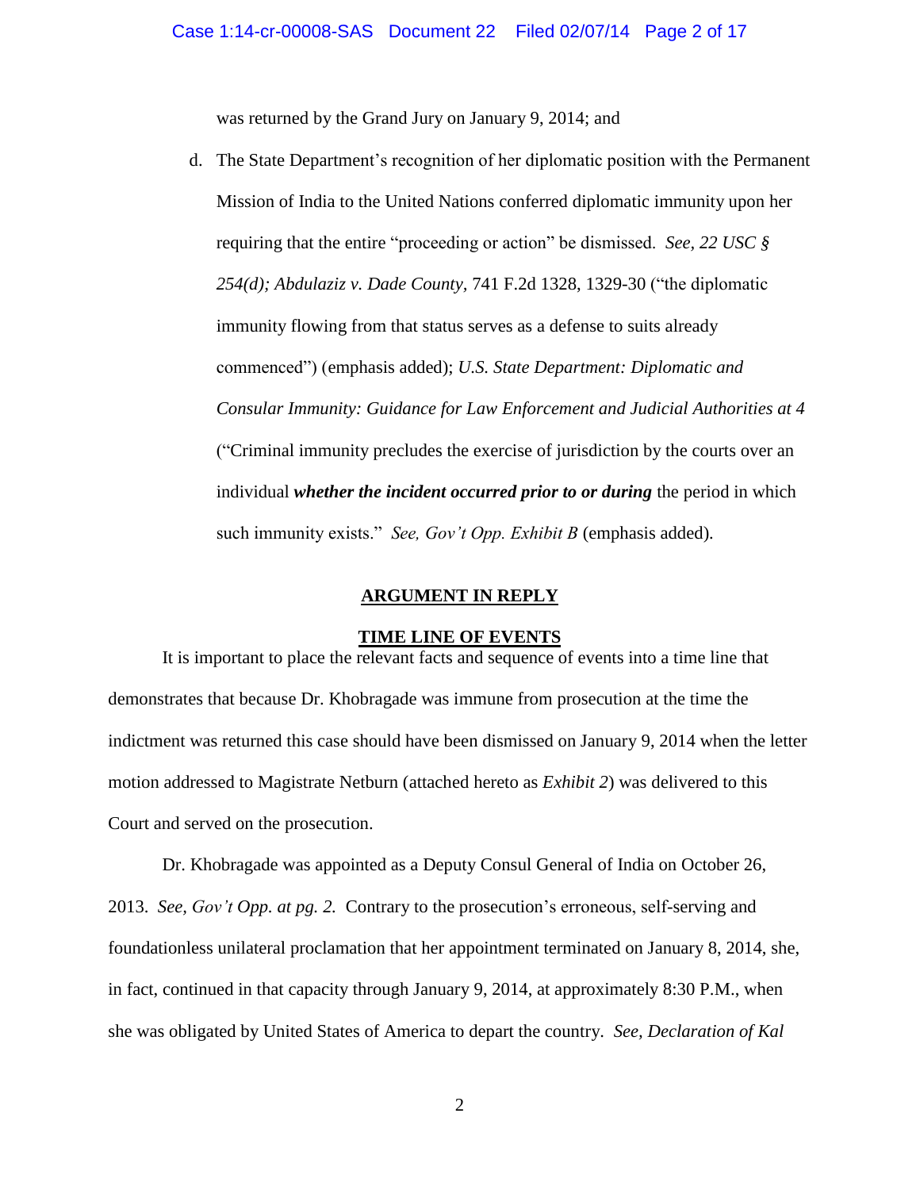was returned by the Grand Jury on January 9, 2014; and

d. The State Department's recognition of her diplomatic position with the Permanent Mission of India to the United Nations conferred diplomatic immunity upon her requiring that the entire "proceeding or action" be dismissed. *See, 22 USC § 254(d); Abdulaziz v. Dade County,* 741 F.2d 1328, 1329-30 ("the diplomatic immunity flowing from that status serves as a defense to suits already commenced") (emphasis added); *U.S. State Department: Diplomatic and Consular Immunity: Guidance for Law Enforcement and Judicial Authorities at 4* ("Criminal immunity precludes the exercise of jurisdiction by the courts over an individual ***whether the incident occurred prior to or during*** the period in which such immunity exists." *See, Gov't Opp. Exhibit B* (emphasis added).

## ARGUMENT IN REPLY

### TIME LINE OF EVENTS

It is important to place the relevant facts and sequence of events into a time line that demonstrates that because Dr. Khobragade was immune from prosecution at the time the indictment was returned this case should have been dismissed on January 9, 2014 when the letter motion addressed to Magistrate Netburn (attached hereto as *Exhibit 2*) was delivered to this Court and served on the prosecution.

Dr. Khobragade was appointed as a Deputy Consul General of India on October 26, 2013. *See, Gov't Opp. at pg. 2.* Contrary to the prosecution's erroneous, self-serving and foundationless unilateral proclamation that her appointment terminated on January 8, 2014, she, in fact, continued in that capacity through January 9, 2014, at approximately 8:30 P.M., when she was obligated by United States of America to depart the country. *See, Declaration of Kal*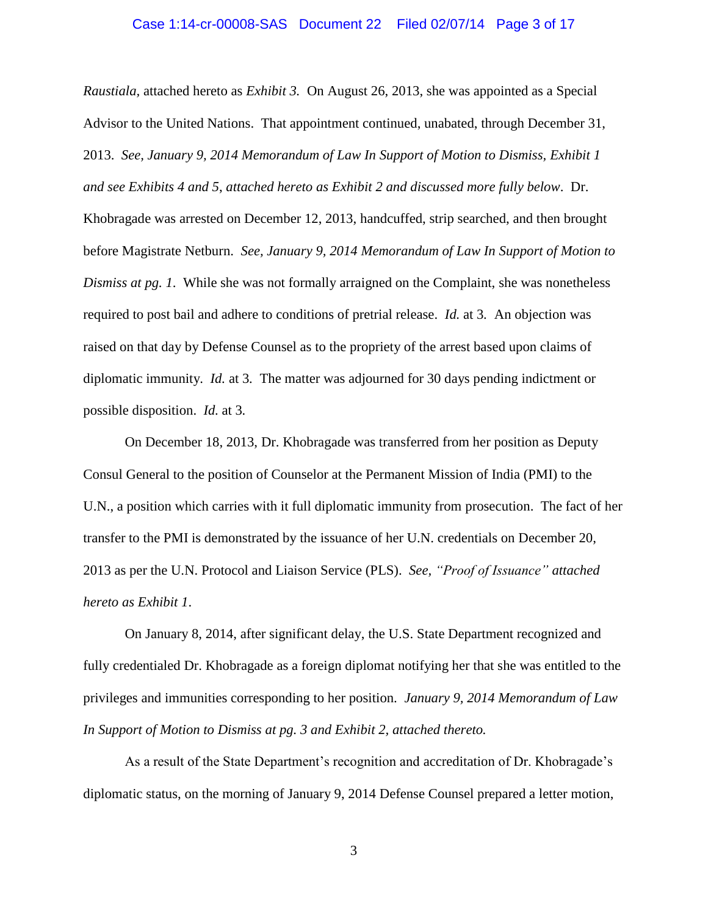*Raustiala,* attached hereto as *Exhibit 3.* On August 26, 2013, she was appointed as a Special Advisor to the United Nations. That appointment continued, unabated, through December 31, 2013. *See, January 9, 2014 Memorandum of Law In Support of Motion to Dismiss, Exhibit 1 and see Exhibits 4 and 5, attached hereto as Exhibit 2 and discussed more fully below*. Dr. Khobragade was arrested on December 12, 2013, handcuffed, strip searched, and then brought before Magistrate Netburn. *See, January 9, 2014 Memorandum of Law In Support of Motion to Dismiss at pg. 1*. While she was not formally arraigned on the Complaint, she was nonetheless required to post bail and adhere to conditions of pretrial release. *Id.* at 3. An objection was raised on that day by Defense Counsel as to the propriety of the arrest based upon claims of diplomatic immunity. *Id.* at 3. The matter was adjourned for 30 days pending indictment or possible disposition. *Id.* at 3.

On December 18, 2013, Dr. Khobragade was transferred from her position as Deputy Consul General to the position of Counselor at the Permanent Mission of India (PMI) to the U.N., a position which carries with it full diplomatic immunity from prosecution. The fact of her transfer to the PMI is demonstrated by the issuance of her U.N. credentials on December 20, 2013 as per the U.N. Protocol and Liaison Service (PLS). *See, "Proof of Issuance" attached hereto as Exhibit 1*.

On January 8, 2014, after significant delay, the U.S. State Department recognized and fully credentialed Dr. Khobragade as a foreign diplomat notifying her that she was entitled to the privileges and immunities corresponding to her position. *January 9, 2014 Memorandum of Law In Support of Motion to Dismiss at pg. 3 and Exhibit 2, attached thereto.*

As a result of the State Department's recognition and accreditation of Dr. Khobragade's diplomatic status, on the morning of January 9, 2014 Defense Counsel prepared a letter motion,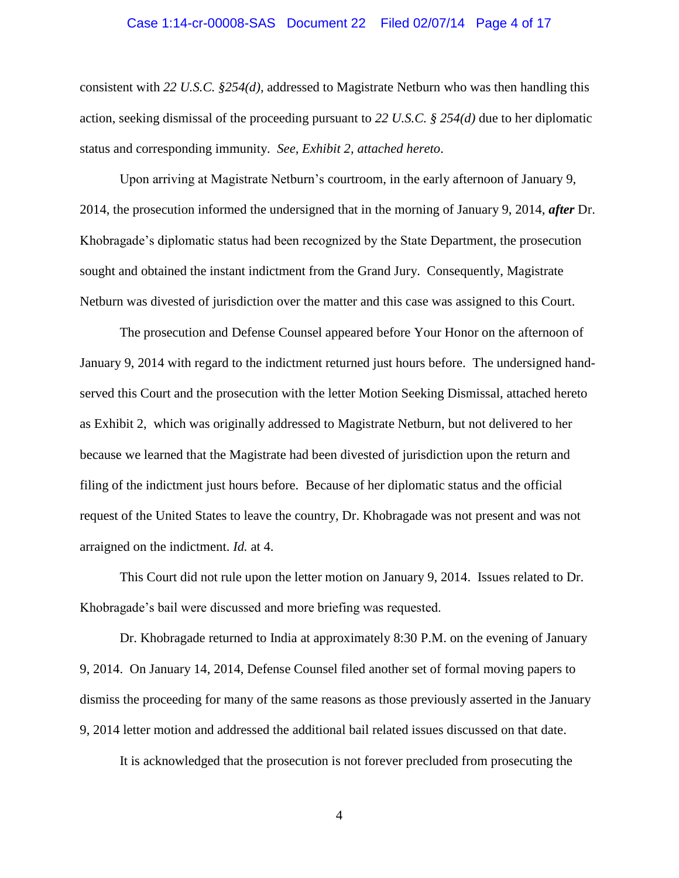consistent with *22 U.S.C. §254(d)*, addressed to Magistrate Netburn who was then handling this action, seeking dismissal of the proceeding pursuant to *22 U.S.C. § 254(d)* due to her diplomatic status and corresponding immunity. *See, Exhibit 2, attached hereto*.

Upon arriving at Magistrate Netburn's courtroom, in the early afternoon of January 9, 2014, the prosecution informed the undersigned that in the morning of January 9, 2014, ***after*** Dr. Khobragade's diplomatic status had been recognized by the State Department, the prosecution sought and obtained the instant indictment from the Grand Jury. Consequently, Magistrate Netburn was divested of jurisdiction over the matter and this case was assigned to this Court.

The prosecution and Defense Counsel appeared before Your Honor on the afternoon of January 9, 2014 with regard to the indictment returned just hours before. The undersigned hand-served this Court and the prosecution with the letter Motion Seeking Dismissal, attached hereto as Exhibit 2, which was originally addressed to Magistrate Netburn, but not delivered to her because we learned that the Magistrate had been divested of jurisdiction upon the return and filing of the indictment just hours before. Because of her diplomatic status and the official request of the United States to leave the country, Dr. Khobragade was not present and was not arraigned on the indictment. *Id.* at 4.

This Court did not rule upon the letter motion on January 9, 2014. Issues related to Dr. Khobragade's bail were discussed and more briefing was requested.

Dr. Khobragade returned to India at approximately 8:30 P.M. on the evening of January 9, 2014. On January 14, 2014, Defense Counsel filed another set of formal moving papers to dismiss the proceeding for many of the same reasons as those previously asserted in the January 9, 2014 letter motion and addressed the additional bail related issues discussed on that date.

It is acknowledged that the prosecution is not forever precluded from prosecuting the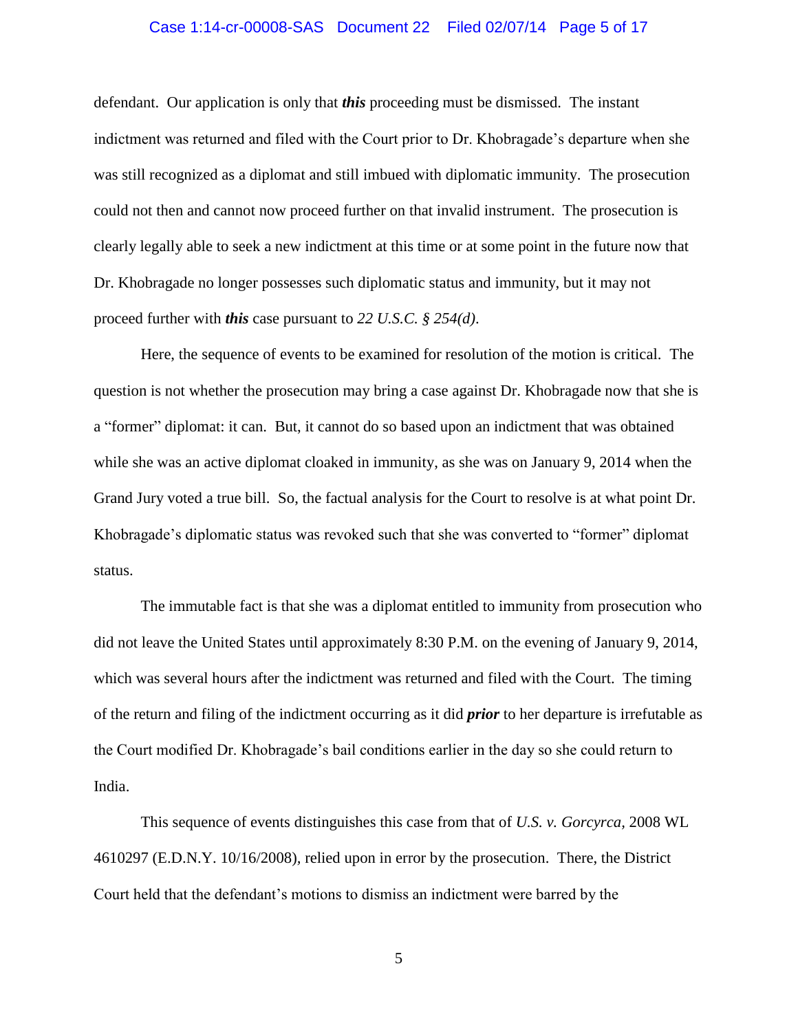defendant. Our application is only that ***this*** proceeding must be dismissed. The instant indictment was returned and filed with the Court prior to Dr. Khobragade's departure when she was still recognized as a diplomat and still imbued with diplomatic immunity. The prosecution could not then and cannot now proceed further on that invalid instrument. The prosecution is clearly legally able to seek a new indictment at this time or at some point in the future now that Dr. Khobragade no longer possesses such diplomatic status and immunity, but it may not proceed further with ***this*** case pursuant to *22 U.S.C. § 254(d)*.

Here, the sequence of events to be examined for resolution of the motion is critical. The question is not whether the prosecution may bring a case against Dr. Khobragade now that she is a "former" diplomat: it can. But, it cannot do so based upon an indictment that was obtained while she was an active diplomat cloaked in immunity, as she was on January 9, 2014 when the Grand Jury voted a true bill. So, the factual analysis for the Court to resolve is at what point Dr. Khobragade's diplomatic status was revoked such that she was converted to "former" diplomat status.

The immutable fact is that she was a diplomat entitled to immunity from prosecution who did not leave the United States until approximately 8:30 P.M. on the evening of January 9, 2014, which was several hours after the indictment was returned and filed with the Court. The timing of the return and filing of the indictment occurring as it did ***prior*** to her departure is irrefutable as the Court modified Dr. Khobragade's bail conditions earlier in the day so she could return to India.

This sequence of events distinguishes this case from that of *U.S. v. Gorcyrca*, 2008 WL 4610297 (E.D.N.Y. 10/16/2008), relied upon in error by the prosecution. There, the District Court held that the defendant's motions to dismiss an indictment were barred by the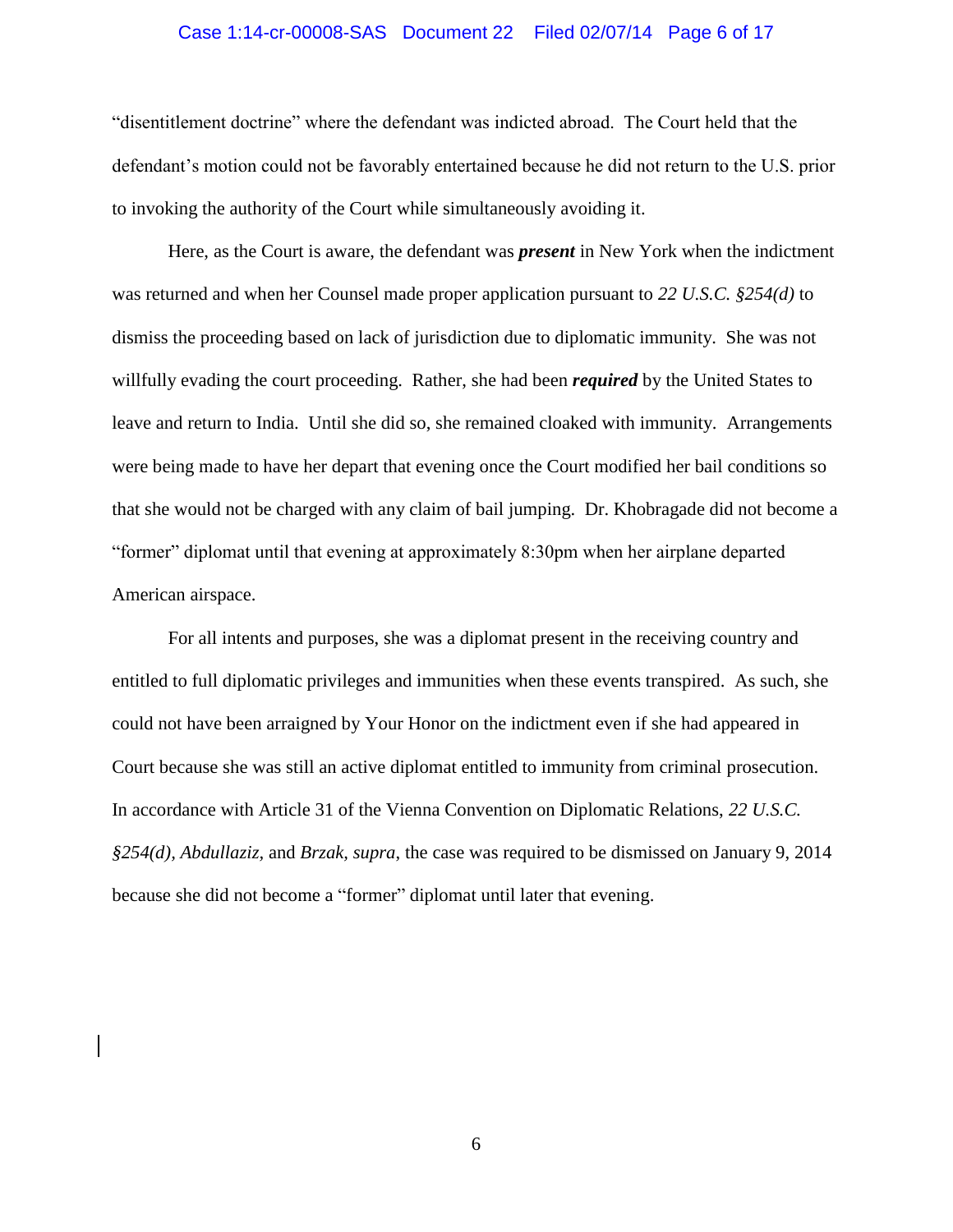"disentitlement doctrine" where the defendant was indicted abroad. The Court held that the defendant's motion could not be favorably entertained because he did not return to the U.S. prior to invoking the authority of the Court while simultaneously avoiding it.

Here, as the Court is aware, the defendant was ***present*** in New York when the indictment was returned and when her Counsel made proper application pursuant to *22 U.S.C. §254(d)* to dismiss the proceeding based on lack of jurisdiction due to diplomatic immunity. She was not willfully evading the court proceeding. Rather, she had been ***required*** by the United States to leave and return to India. Until she did so, she remained cloaked with immunity. Arrangements were being made to have her depart that evening once the Court modified her bail conditions so that she would not be charged with any claim of bail jumping. Dr. Khobragade did not become a "former" diplomat until that evening at approximately 8:30pm when her airplane departed American airspace.

For all intents and purposes, she was a diplomat present in the receiving country and entitled to full diplomatic privileges and immunities when these events transpired. As such, she could not have been arraigned by Your Honor on the indictment even if she had appeared in Court because she was still an active diplomat entitled to immunity from criminal prosecution. In accordance with Article 31 of the Vienna Convention on Diplomatic Relations, *22 U.S.C. §254(d)*, *Abdullaziz*, and *Brzak*, *supra*, the case was required to be dismissed on January 9, 2014 because she did not become a "former" diplomat until later that evening.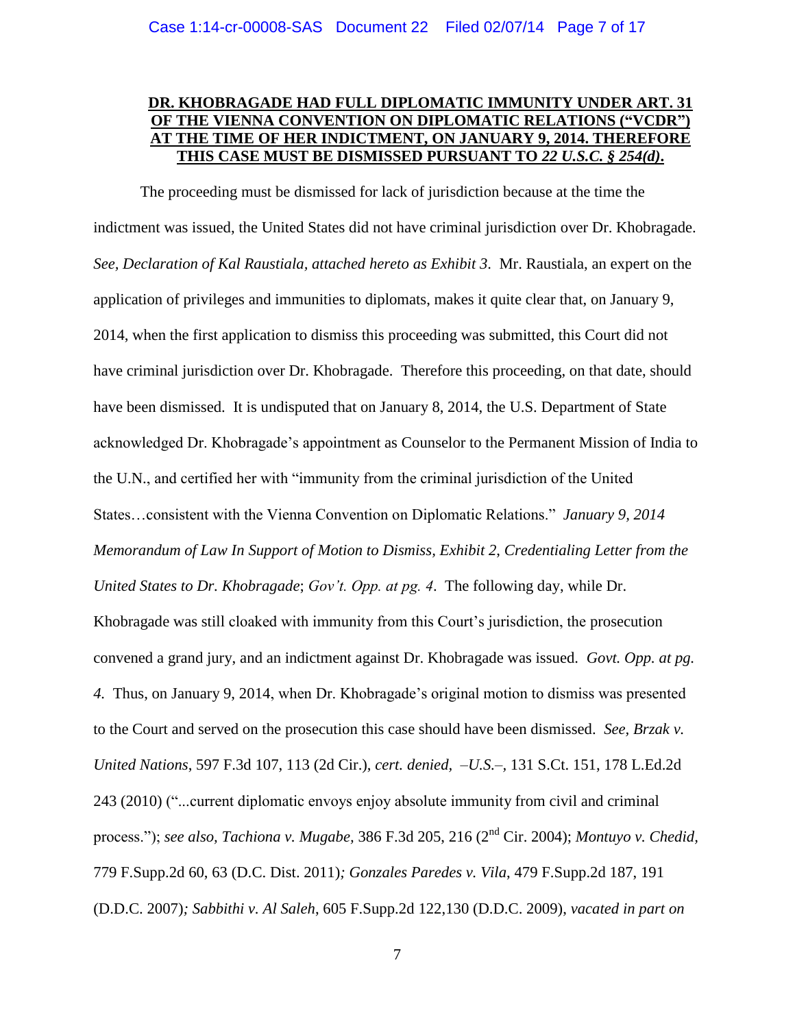**DR. KHOBRAGADE HAD FULL DIPLOMATIC IMMUNITY UNDER ART. 31 OF THE VIENNA CONVENTION ON DIPLOMATIC RELATIONS ("VCDR") AT THE TIME OF HER INDICTMENT, ON JANUARY 9, 2014. THEREFORE THIS CASE MUST BE DISMISSED PURSUANT TO *22 U.S.C. § 254(d)*.**

The proceeding must be dismissed for lack of jurisdiction because at the time the indictment was issued, the United States did not have criminal jurisdiction over Dr. Khobragade. *See, Declaration of Kal Raustiala, attached hereto as Exhibit 3*. Mr. Raustiala, an expert on the application of privileges and immunities to diplomats, makes it quite clear that, on January 9, 2014, when the first application to dismiss this proceeding was submitted, this Court did not have criminal jurisdiction over Dr. Khobragade. Therefore this proceeding, on that date, should have been dismissed. It is undisputed that on January 8, 2014, the U.S. Department of State acknowledged Dr. Khobragade's appointment as Counselor to the Permanent Mission of India to the U.N., and certified her with "immunity from the criminal jurisdiction of the United States…consistent with the Vienna Convention on Diplomatic Relations." *January 9, 2014 Memorandum of Law In Support of Motion to Dismiss, Exhibit 2, Credentialing Letter from the United States to Dr. Khobragade*; *Gov't. Opp. at pg. 4*. The following day, while Dr. Khobragade was still cloaked with immunity from this Court's jurisdiction, the prosecution convened a grand jury, and an indictment against Dr. Khobragade was issued. *Govt. Opp. at pg. 4.* Thus, on January 9, 2014, when Dr. Khobragade's original motion to dismiss was presented to the Court and served on the prosecution this case should have been dismissed. *See, Brzak v. United Nations*, 597 F.3d 107, 113 (2d Cir.), *cert. denied, –U.S.–,* 131 S.Ct. 151, 178 L.Ed.2d 243 (2010) ("...current diplomatic envoys enjoy absolute immunity from civil and criminal process."); *see also, Tachiona v. Mugabe,* 386 F.3d 205, 216 (2nd Cir. 2004); *Montuyo v. Chedid,* 779 F.Supp.2d 60, 63 (D.C. Dist. 2011)*; Gonzales Paredes v. Vila,* 479 F.Supp.2d 187, 191 (D.D.C. 2007)*; Sabbithi v. Al Saleh*, 605 F.Supp.2d 122,130 (D.D.C. 2009), *vacated in part on*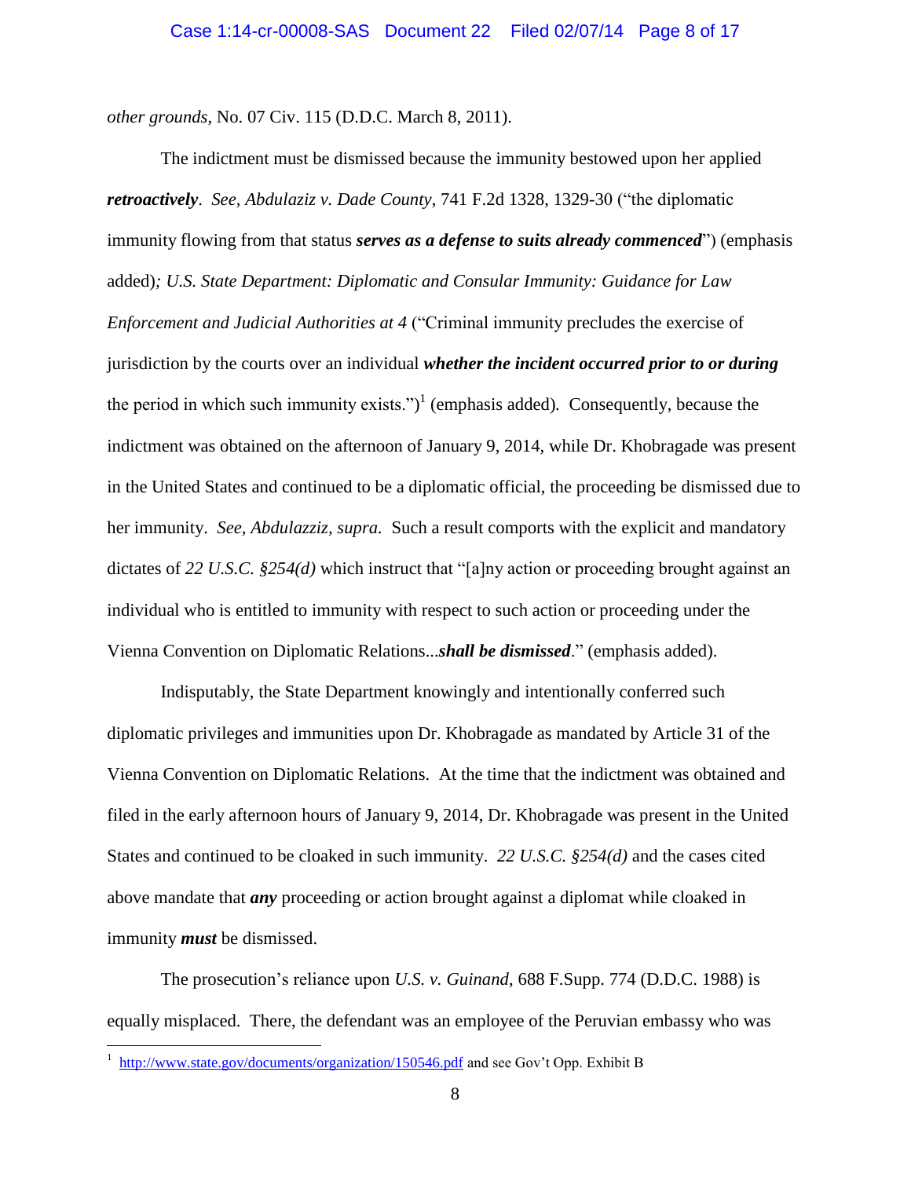*other grounds*, No. 07 Civ. 115 (D.D.C. March 8, 2011).

The indictment must be dismissed because the immunity bestowed upon her applied ***retroactively***. *See*, *Abdulaziz v. Dade County*, 741 F.2d 1328, 1329-30 ("the diplomatic immunity flowing from that status ***serves as a defense to suits already commenced***") (emphasis added)*; U.S. State Department: Diplomatic and Consular Immunity: Guidance for Law Enforcement and Judicial Authorities at 4* ("Criminal immunity precludes the exercise of jurisdiction by the courts over an individual ***whether the incident occurred prior to or during*** the period in which such immunity exists.")[1] (emphasis added)*.* Consequently, because the indictment was obtained on the afternoon of January 9, 2014, while Dr. Khobragade was present in the United States and continued to be a diplomatic official, the proceeding be dismissed due to her immunity. *See, Abdulazziz, supra.* Such a result comports with the explicit and mandatory dictates of *22 U.S.C. §254(d)* which instruct that "[a]ny action or proceeding brought against an individual who is entitled to immunity with respect to such action or proceeding under the Vienna Convention on Diplomatic Relations...***shall be dismissed***." (emphasis added).

Indisputably, the State Department knowingly and intentionally conferred such diplomatic privileges and immunities upon Dr. Khobragade as mandated by Article 31 of the Vienna Convention on Diplomatic Relations. At the time that the indictment was obtained and filed in the early afternoon hours of January 9, 2014, Dr. Khobragade was present in the United States and continued to be cloaked in such immunity. *22 U.S.C. §254(d)* and the cases cited above mandate that ***any*** proceeding or action brought against a diplomat while cloaked in immunity ***must*** be dismissed.

The prosecution's reliance upon *U.S. v. Guinand*, 688 F.Supp. 774 (D.D.C. 1988) is equally misplaced. There, the defendant was an employee of the Peruvian embassy who was

---

[1] http://www.state.gov/documents/organization/150546.pdf and see Gov't Opp. Exhibit B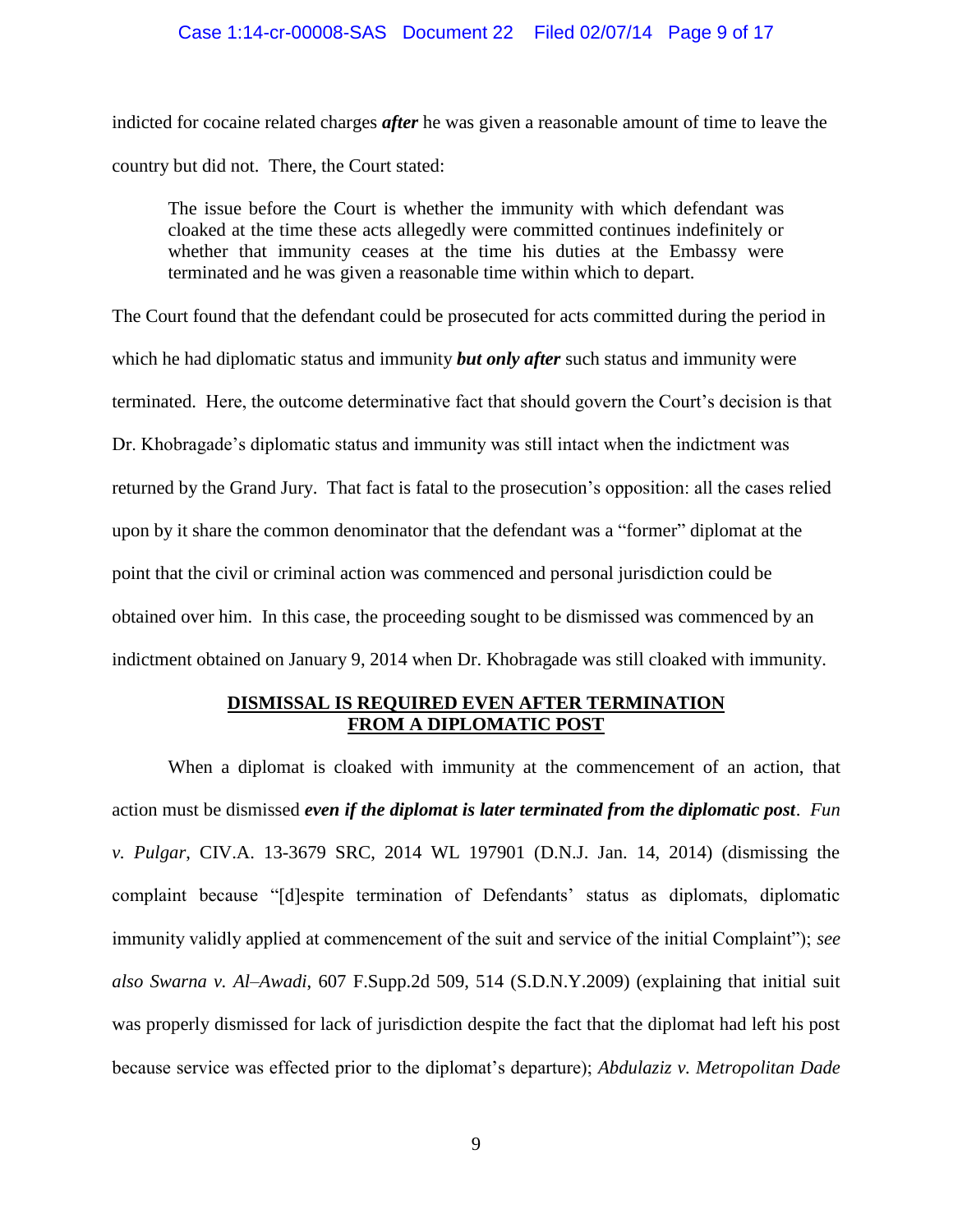indicted for cocaine related charges ***after*** he was given a reasonable amount of time to leave the country but did not. There, the Court stated:

> The issue before the Court is whether the immunity with which defendant was cloaked at the time these acts allegedly were committed continues indefinitely or whether that immunity ceases at the time his duties at the Embassy were terminated and he was given a reasonable time within which to depart.

The Court found that the defendant could be prosecuted for acts committed during the period in which he had diplomatic status and immunity ***but only after*** such status and immunity were terminated. Here, the outcome determinative fact that should govern the Court's decision is that Dr. Khobragade's diplomatic status and immunity was still intact when the indictment was returned by the Grand Jury. That fact is fatal to the prosecution's opposition: all the cases relied upon by it share the common denominator that the defendant was a "former" diplomat at the point that the civil or criminal action was commenced and personal jurisdiction could be obtained over him. In this case, the proceeding sought to be dismissed was commenced by an indictment obtained on January 9, 2014 when Dr. Khobragade was still cloaked with immunity.

**DISMISSAL IS REQUIRED EVEN AFTER TERMINATION FROM A DIPLOMATIC POST**

When a diplomat is cloaked with immunity at the commencement of an action, that action must be dismissed ***even if the diplomat is later terminated from the diplomatic post***. *Fun v. Pulgar*, CIV.A. 13-3679 SRC, 2014 WL 197901 (D.N.J. Jan. 14, 2014) (dismissing the complaint because "[d]espite termination of Defendants' status as diplomats, diplomatic immunity validly applied at commencement of the suit and service of the initial Complaint"); *see also Swarna v. Al–Awadi*, 607 F.Supp.2d 509, 514 (S.D.N.Y.2009) (explaining that initial suit was properly dismissed for lack of jurisdiction despite the fact that the diplomat had left his post because service was effected prior to the diplomat's departure); *Abdulaziz v. Metropolitan Dade*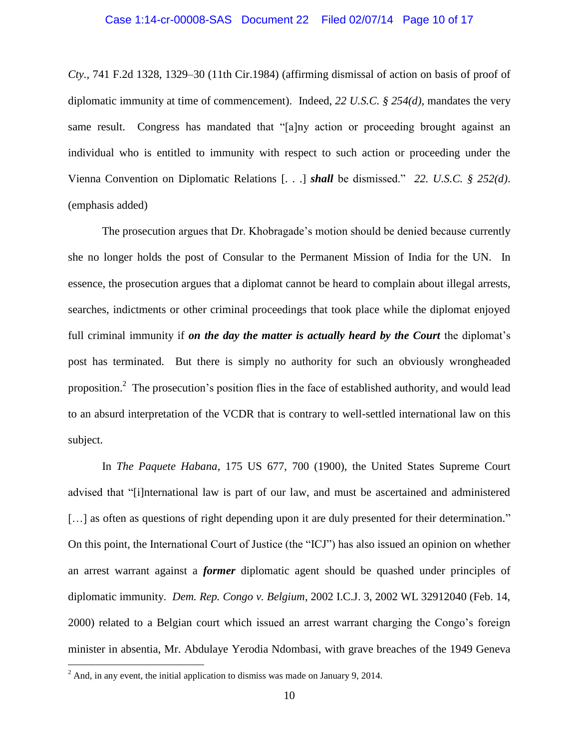*Cty.*, 741 F.2d 1328, 1329–30 (11th Cir.1984) (affirming dismissal of action on basis of proof of diplomatic immunity at time of commencement). Indeed, *22 U.S.C. § 254(d)*, mandates the very same result. Congress has mandated that "[a]ny action or proceeding brought against an individual who is entitled to immunity with respect to such action or proceeding under the Vienna Convention on Diplomatic Relations [. . .] ***shall*** be dismissed." *22. U.S.C. § 252(d)*. (emphasis added)

The prosecution argues that Dr. Khobragade's motion should be denied because currently she no longer holds the post of Consular to the Permanent Mission of India for the UN. In essence, the prosecution argues that a diplomat cannot be heard to complain about illegal arrests, searches, indictments or other criminal proceedings that took place while the diplomat enjoyed full criminal immunity if ***on the day the matter is actually heard by the Court*** the diplomat's post has terminated. But there is simply no authority for such an obviously wrongheaded proposition.[2] The prosecution's position flies in the face of established authority, and would lead to an absurd interpretation of the VCDR that is contrary to well-settled international law on this subject.

In *The Paquete Habana*, 175 US 677, 700 (1900), the United States Supreme Court advised that "[i]nternational law is part of our law, and must be ascertained and administered […] as often as questions of right depending upon it are duly presented for their determination." On this point, the International Court of Justice (the "ICJ") has also issued an opinion on whether an arrest warrant against a ***former*** diplomatic agent should be quashed under principles of diplomatic immunity. *Dem. Rep. Congo v. Belgium*, 2002 I.C.J. 3, 2002 WL 32912040 (Feb. 14, 2000) related to a Belgian court which issued an arrest warrant charging the Congo's foreign minister in absentia, Mr. Abdulaye Yerodia Ndombasi, with grave breaches of the 1949 Geneva

[2] And, in any event, the initial application to dismiss was made on January 9, 2014.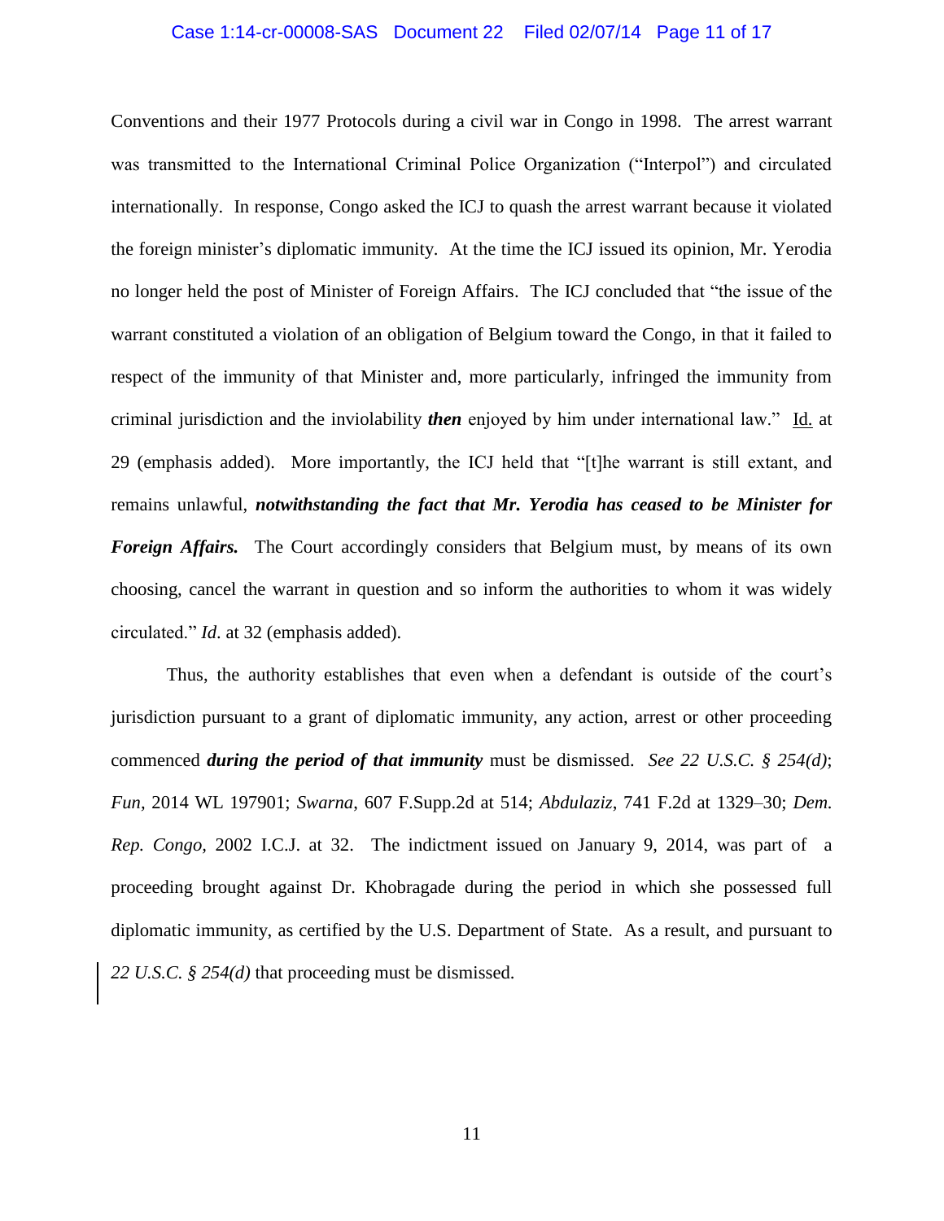Conventions and their 1977 Protocols during a civil war in Congo in 1998. The arrest warrant was transmitted to the International Criminal Police Organization ("Interpol") and circulated internationally. In response, Congo asked the ICJ to quash the arrest warrant because it violated the foreign minister's diplomatic immunity. At the time the ICJ issued its opinion, Mr. Yerodia no longer held the post of Minister of Foreign Affairs. The ICJ concluded that "the issue of the warrant constituted a violation of an obligation of Belgium toward the Congo, in that it failed to respect of the immunity of that Minister and, more particularly, infringed the immunity from criminal jurisdiction and the inviolability ***then*** enjoyed by him under international law." Id. at 29 (emphasis added). More importantly, the ICJ held that "[t]he warrant is still extant, and remains unlawful, ***notwithstanding the fact that Mr. Yerodia has ceased to be Minister for Foreign Affairs.*** The Court accordingly considers that Belgium must, by means of its own choosing, cancel the warrant in question and so inform the authorities to whom it was widely circulated." *Id.* at 32 (emphasis added).

Thus, the authority establishes that even when a defendant is outside of the court's jurisdiction pursuant to a grant of diplomatic immunity, any action, arrest or other proceeding commenced ***during the period of that immunity*** must be dismissed. *See 22 U.S.C. § 254(d)*; *Fun*, 2014 WL 197901; *Swarna*, 607 F.Supp.2d at 514; *Abdulaziz*, 741 F.2d at 1329–30; *Dem. Rep. Congo*, 2002 I.C.J. at 32. The indictment issued on January 9, 2014, was part of a proceeding brought against Dr. Khobragade during the period in which she possessed full diplomatic immunity, as certified by the U.S. Department of State. As a result, and pursuant to *22 U.S.C. § 254(d)* that proceeding must be dismissed.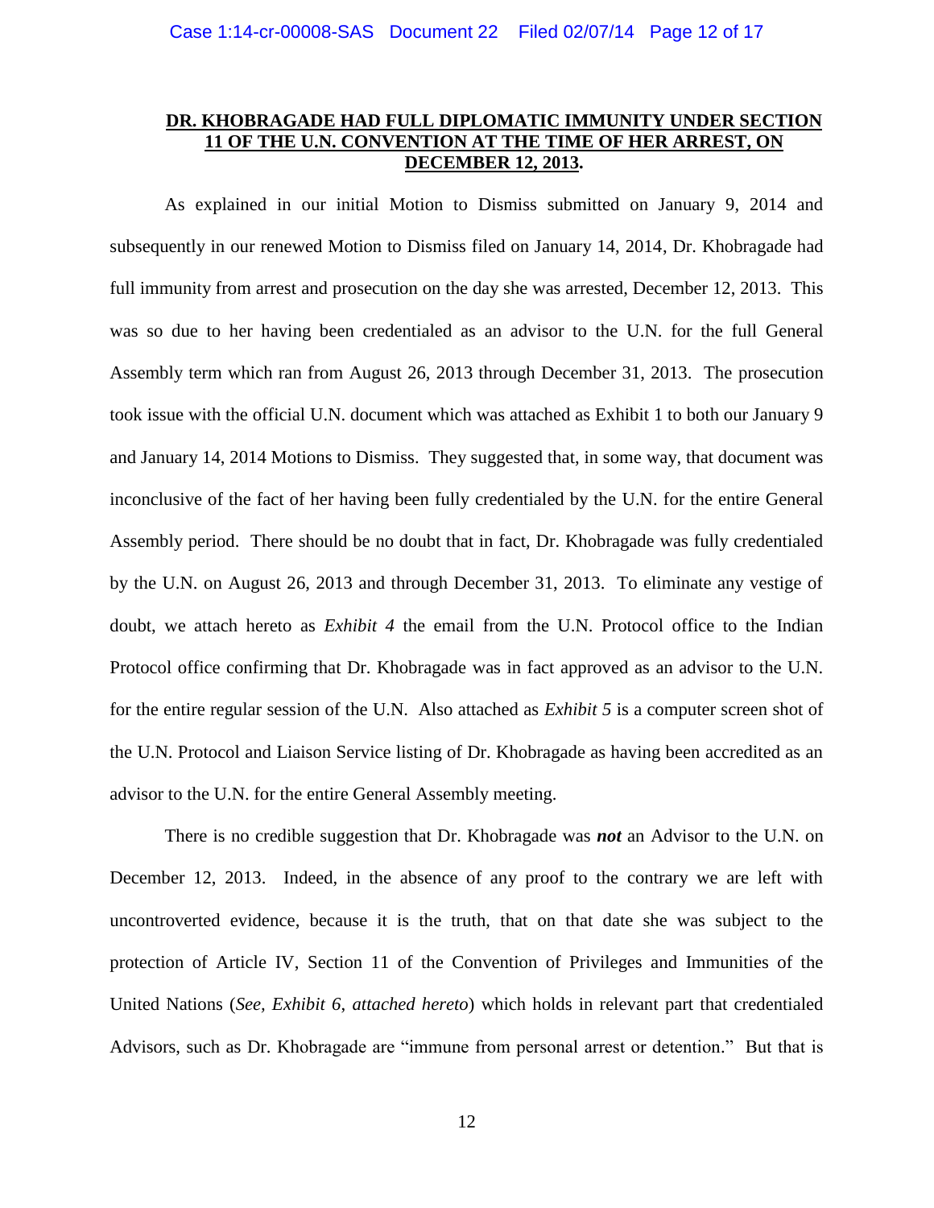**<u>DR. KHOBRAGADE HAD FULL DIPLOMATIC IMMUNITY UNDER SECTION 11 OF THE U.N. CONVENTION AT THE TIME OF HER ARREST, ON DECEMBER 12, 2013</u>.**

As explained in our initial Motion to Dismiss submitted on January 9, 2014 and subsequently in our renewed Motion to Dismiss filed on January 14, 2014, Dr. Khobragade had full immunity from arrest and prosecution on the day she was arrested, December 12, 2013. This was so due to her having been credentialed as an advisor to the U.N. for the full General Assembly term which ran from August 26, 2013 through December 31, 2013. The prosecution took issue with the official U.N. document which was attached as Exhibit 1 to both our January 9 and January 14, 2014 Motions to Dismiss. They suggested that, in some way, that document was inconclusive of the fact of her having been fully credentialed by the U.N. for the entire General Assembly period. There should be no doubt that in fact, Dr. Khobragade was fully credentialed by the U.N. on August 26, 2013 and through December 31, 2013. To eliminate any vestige of doubt, we attach hereto as *Exhibit 4* the email from the U.N. Protocol office to the Indian Protocol office confirming that Dr. Khobragade was in fact approved as an advisor to the U.N. for the entire regular session of the U.N. Also attached as *Exhibit 5* is a computer screen shot of the U.N. Protocol and Liaison Service listing of Dr. Khobragade as having been accredited as an advisor to the U.N. for the entire General Assembly meeting.

There is no credible suggestion that Dr. Khobragade was ***not*** an Advisor to the U.N. on December 12, 2013. Indeed, in the absence of any proof to the contrary we are left with uncontroverted evidence, because it is the truth, that on that date she was subject to the protection of Article IV, Section 11 of the Convention of Privileges and Immunities of the United Nations (*See, Exhibit 6, attached hereto*) which holds in relevant part that credentialed Advisors, such as Dr. Khobragade are "immune from personal arrest or detention." But that is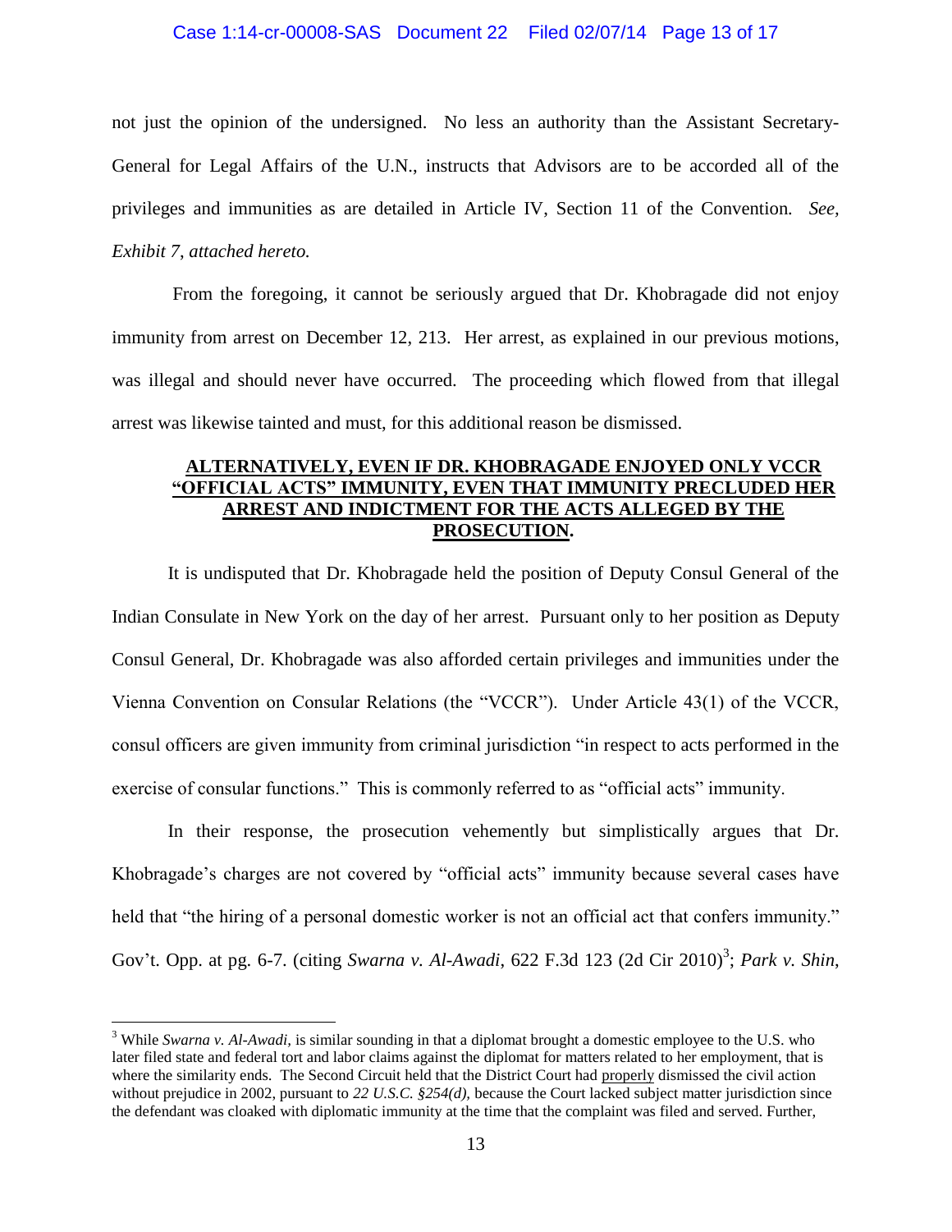not just the opinion of the undersigned. No less an authority than the Assistant Secretary-General for Legal Affairs of the U.N., instructs that Advisors are to be accorded all of the privileges and immunities as are detailed in Article IV, Section 11 of the Convention. *See, Exhibit 7, attached hereto.*

From the foregoing, it cannot be seriously argued that Dr. Khobragade did not enjoy immunity from arrest on December 12, 213. Her arrest, as explained in our previous motions, was illegal and should never have occurred. The proceeding which flowed from that illegal arrest was likewise tainted and must, for this additional reason be dismissed.

**ALTERNATIVELY, EVEN IF DR. KHOBRAGADE ENJOYED ONLY VCCR "OFFICIAL ACTS" IMMUNITY, EVEN THAT IMMUNITY PRECLUDED HER ARREST AND INDICTMENT FOR THE ACTS ALLEGED BY THE PROSECUTION.**

It is undisputed that Dr. Khobragade held the position of Deputy Consul General of the Indian Consulate in New York on the day of her arrest. Pursuant only to her position as Deputy Consul General, Dr. Khobragade was also afforded certain privileges and immunities under the Vienna Convention on Consular Relations (the "VCCR"). Under Article 43(1) of the VCCR, consul officers are given immunity from criminal jurisdiction "in respect to acts performed in the exercise of consular functions." This is commonly referred to as "official acts" immunity.

In their response, the prosecution vehemently but simplistically argues that Dr. Khobragade's charges are not covered by "official acts" immunity because several cases have held that "the hiring of a personal domestic worker is not an official act that confers immunity." Gov't. Opp. at pg. 6-7. (citing *Swarna v. Al-Awadi*, 622 F.3d 123 (2d Cir 2010)[3]; *Park v. Shin*,

---

[3] While *Swarna v. Al-Awadi,* is similar sounding in that a diplomat brought a domestic employee to the U.S. who later filed state and federal tort and labor claims against the diplomat for matters related to her employment, that is where the similarity ends. The Second Circuit held that the District Court had properly dismissed the civil action without prejudice in 2002, pursuant to *22 U.S.C. §254(d),* because the Court lacked subject matter jurisdiction since the defendant was cloaked with diplomatic immunity at the time that the complaint was filed and served. Further,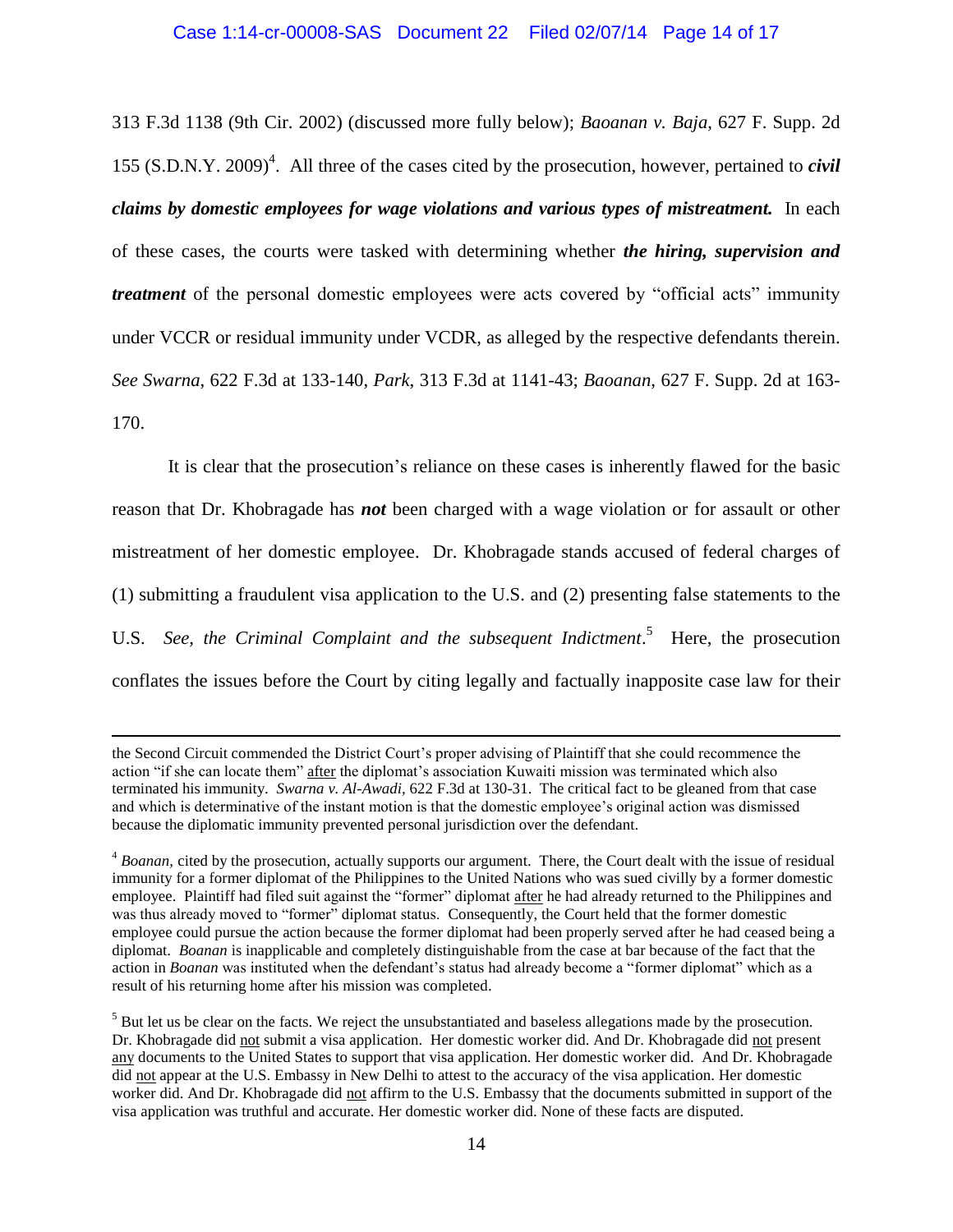313 F.3d 1138 (9th Cir. 2002) (discussed more fully below); *Baoanan v. Baja*, 627 F. Supp. 2d 155 (S.D.N.Y. 2009)[4]. All three of the cases cited by the prosecution, however, pertained to ***civil claims by domestic employees for wage violations and various types of mistreatment.*** In each of these cases, the courts were tasked with determining whether ***the hiring, supervision and treatment*** of the personal domestic employees were acts covered by "official acts" immunity under VCCR or residual immunity under VCDR, as alleged by the respective defendants therein. *See Swarna*, 622 F.3d at 133-140, *Park*, 313 F.3d at 1141-43; *Baoanan*, 627 F. Supp. 2d at 163-170.

It is clear that the prosecution's reliance on these cases is inherently flawed for the basic reason that Dr. Khobragade has ***not*** been charged with a wage violation or for assault or other mistreatment of her domestic employee. Dr. Khobragade stands accused of federal charges of (1) submitting a fraudulent visa application to the U.S. and (2) presenting false statements to the U.S. *See, the Criminal Complaint and the subsequent Indictment*.[5] Here, the prosecution conflates the issues before the Court by citing legally and factually inapposite case law for their

---

the Second Circuit commended the District Court's proper advising of Plaintiff that she could recommence the action "if she can locate them" after the diplomat's association Kuwaiti mission was terminated which also terminated his immunity. *Swarna v. Al-Awadi*, 622 F.3d at 130-31. The critical fact to be gleaned from that case and which is determinative of the instant motion is that the domestic employee's original action was dismissed because the diplomatic immunity prevented personal jurisdiction over the defendant.

[4] *Boanan*, cited by the prosecution, actually supports our argument. There, the Court dealt with the issue of residual immunity for a former diplomat of the Philippines to the United Nations who was sued civilly by a former domestic employee. Plaintiff had filed suit against the "former" diplomat after he had already returned to the Philippines and was thus already moved to "former" diplomat status. Consequently, the Court held that the former domestic employee could pursue the action because the former diplomat had been properly served after he had ceased being a diplomat. *Boanan* is inapplicable and completely distinguishable from the case at bar because of the fact that the action in *Boanan* was instituted when the defendant's status had already become a "former diplomat" which as a result of his returning home after his mission was completed.

[5] But let us be clear on the facts. We reject the unsubstantiated and baseless allegations made by the prosecution. Dr. Khobragade did not submit a visa application. Her domestic worker did. And Dr. Khobragade did not present any documents to the United States to support that visa application. Her domestic worker did. And Dr. Khobragade did not appear at the U.S. Embassy in New Delhi to attest to the accuracy of the visa application. Her domestic worker did. And Dr. Khobragade did not affirm to the U.S. Embassy that the documents submitted in support of the visa application was truthful and accurate. Her domestic worker did. None of these facts are disputed.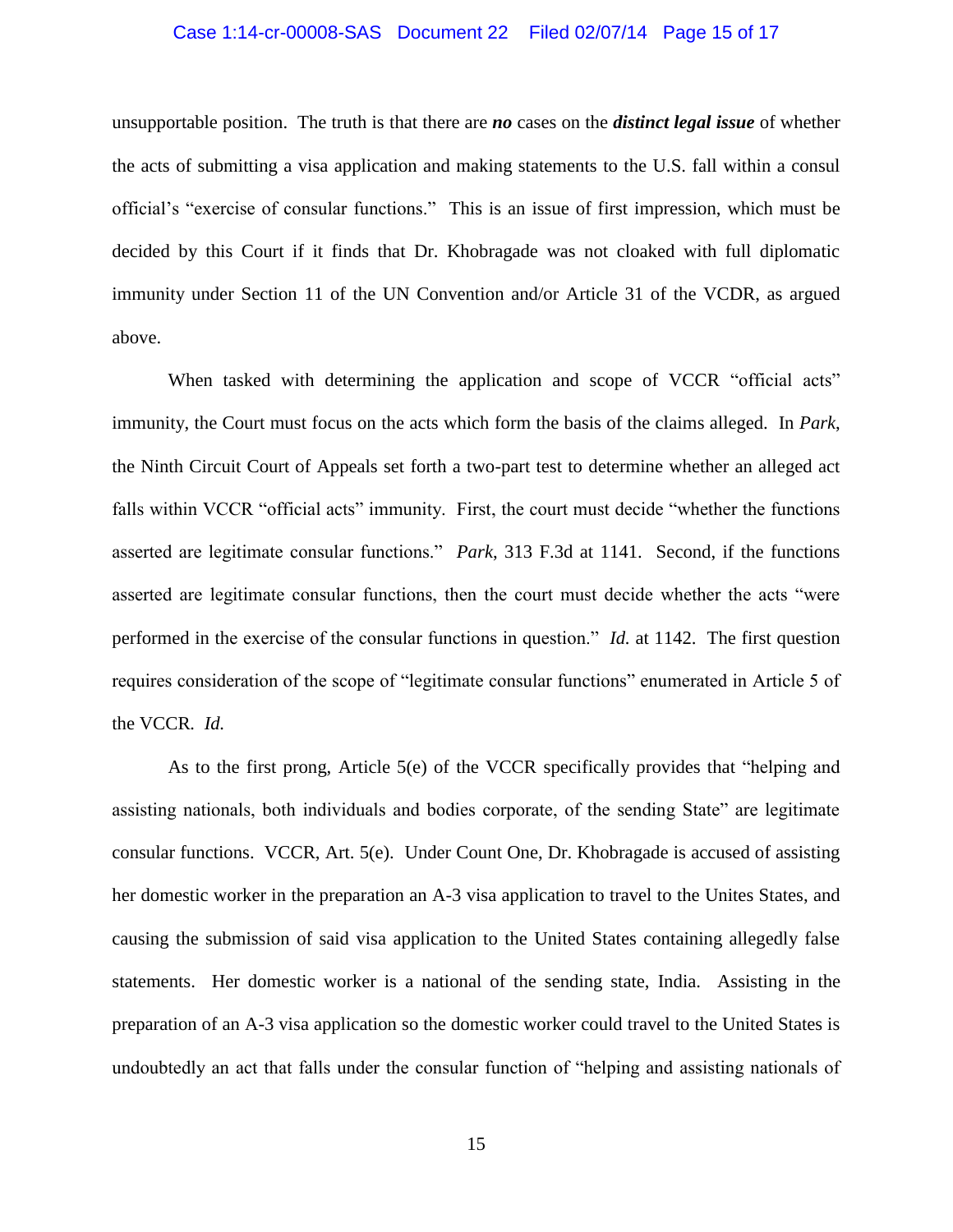unsupportable position. The truth is that there are ***no*** cases on the ***distinct legal issue*** of whether the acts of submitting a visa application and making statements to the U.S. fall within a consul official's "exercise of consular functions." This is an issue of first impression, which must be decided by this Court if it finds that Dr. Khobragade was not cloaked with full diplomatic immunity under Section 11 of the UN Convention and/or Article 31 of the VCDR, as argued above.

When tasked with determining the application and scope of VCCR "official acts" immunity, the Court must focus on the acts which form the basis of the claims alleged. In *Park*, the Ninth Circuit Court of Appeals set forth a two-part test to determine whether an alleged act falls within VCCR "official acts" immunity. First, the court must decide "whether the functions asserted are legitimate consular functions." *Park*, 313 F.3d at 1141. Second, if the functions asserted are legitimate consular functions, then the court must decide whether the acts "were performed in the exercise of the consular functions in question." *Id.* at 1142. The first question requires consideration of the scope of "legitimate consular functions" enumerated in Article 5 of the VCCR. *Id.*

As to the first prong, Article 5(e) of the VCCR specifically provides that "helping and assisting nationals, both individuals and bodies corporate, of the sending State" are legitimate consular functions. VCCR, Art. 5(e). Under Count One, Dr. Khobragade is accused of assisting her domestic worker in the preparation an A-3 visa application to travel to the Unites States, and causing the submission of said visa application to the United States containing allegedly false statements. Her domestic worker is a national of the sending state, India. Assisting in the preparation of an A-3 visa application so the domestic worker could travel to the United States is undoubtedly an act that falls under the consular function of "helping and assisting nationals of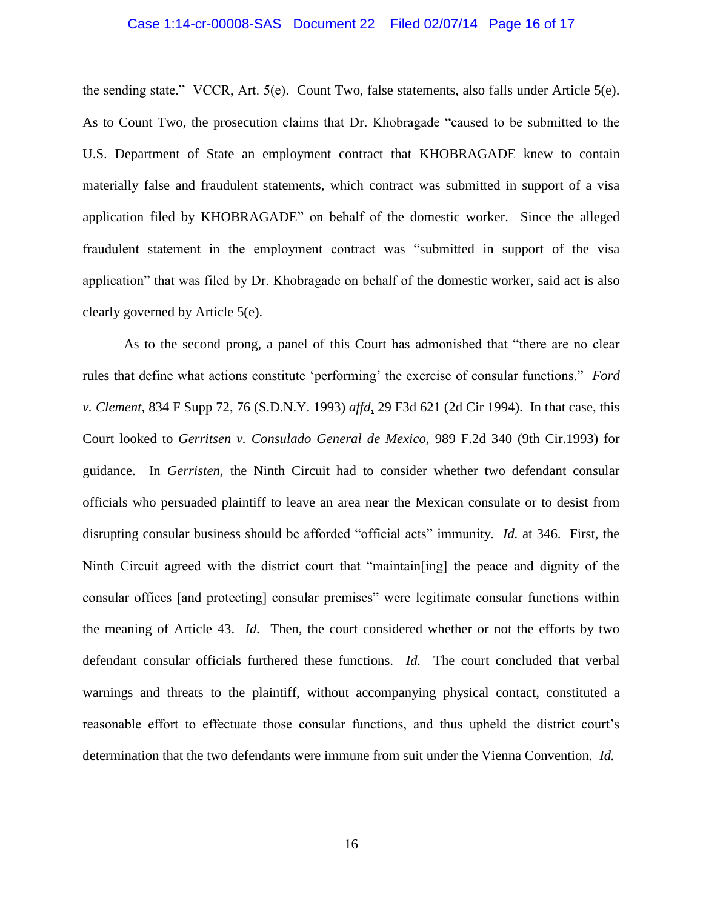the sending state." VCCR, Art. 5(e). Count Two, false statements, also falls under Article 5(e). As to Count Two, the prosecution claims that Dr. Khobragade "caused to be submitted to the U.S. Department of State an employment contract that KHOBRAGADE knew to contain materially false and fraudulent statements, which contract was submitted in support of a visa application filed by KHOBRAGADE" on behalf of the domestic worker. Since the alleged fraudulent statement in the employment contract was "submitted in support of the visa application" that was filed by Dr. Khobragade on behalf of the domestic worker, said act is also clearly governed by Article 5(e).

As to the second prong, a panel of this Court has admonished that "there are no clear rules that define what actions constitute 'performing' the exercise of consular functions." *Ford v. Clement,* 834 F Supp 72, 76 (S.D.N.Y. 1993) *affd*, 29 F3d 621 (2d Cir 1994). In that case, this Court looked to *Gerritsen v. Consulado General de Mexico,* 989 F.2d 340 (9th Cir.1993) for guidance. In *Gerristen*, the Ninth Circuit had to consider whether two defendant consular officials who persuaded plaintiff to leave an area near the Mexican consulate or to desist from disrupting consular business should be afforded "official acts" immunity. *Id.* at 346. First, the Ninth Circuit agreed with the district court that "maintain[ing] the peace and dignity of the consular offices [and protecting] consular premises" were legitimate consular functions within the meaning of Article 43. *Id.* Then, the court considered whether or not the efforts by two defendant consular officials furthered these functions. *Id.* The court concluded that verbal warnings and threats to the plaintiff, without accompanying physical contact, constituted a reasonable effort to effectuate those consular functions, and thus upheld the district court's determination that the two defendants were immune from suit under the Vienna Convention. *Id.*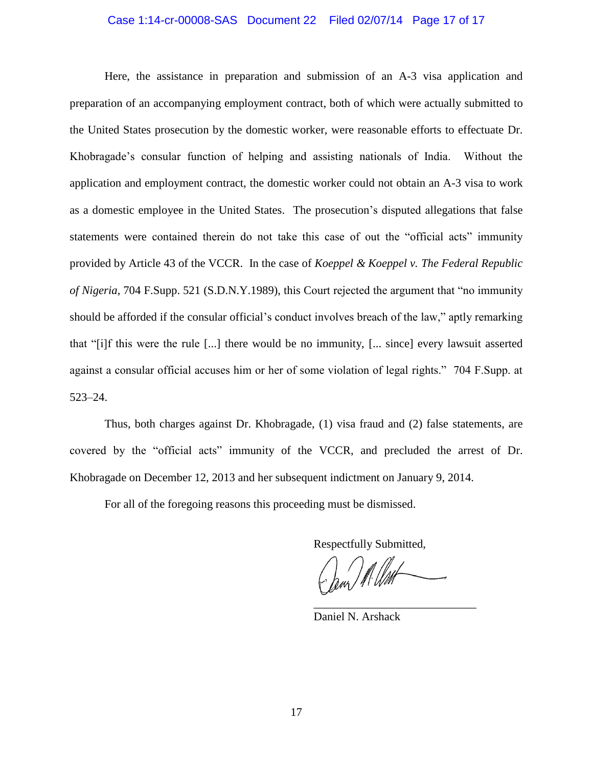Here, the assistance in preparation and submission of an A-3 visa application and preparation of an accompanying employment contract, both of which were actually submitted to the United States prosecution by the domestic worker, were reasonable efforts to effectuate Dr. Khobragade's consular function of helping and assisting nationals of India. Without the application and employment contract, the domestic worker could not obtain an A-3 visa to work as a domestic employee in the United States. The prosecution's disputed allegations that false statements were contained therein do not take this case of out the "official acts" immunity provided by Article 43 of the VCCR. In the case of *Koeppel & Koeppel v. The Federal Republic of Nigeria*, 704 F.Supp. 521 (S.D.N.Y.1989), this Court rejected the argument that "no immunity should be afforded if the consular official's conduct involves breach of the law," aptly remarking that "[i]f this were the rule [...] there would be no immunity, [... since] every lawsuit asserted against a consular official accuses him or her of some violation of legal rights." 704 F.Supp. at 523–24.

Thus, both charges against Dr. Khobragade, (1) visa fraud and (2) false statements, are covered by the "official acts" immunity of the VCCR, and precluded the arrest of Dr. Khobragade on December 12, 2013 and her subsequent indictment on January 9, 2014.

For all of the foregoing reasons this proceeding must be dismissed.

Respectfully Submitted,

\_\_\_\_\_\_\_\_\_\_\_\_\_\_\_\_\_\_\_\_\_\_\_\_\_\_\_\_

Daniel N. Arshack